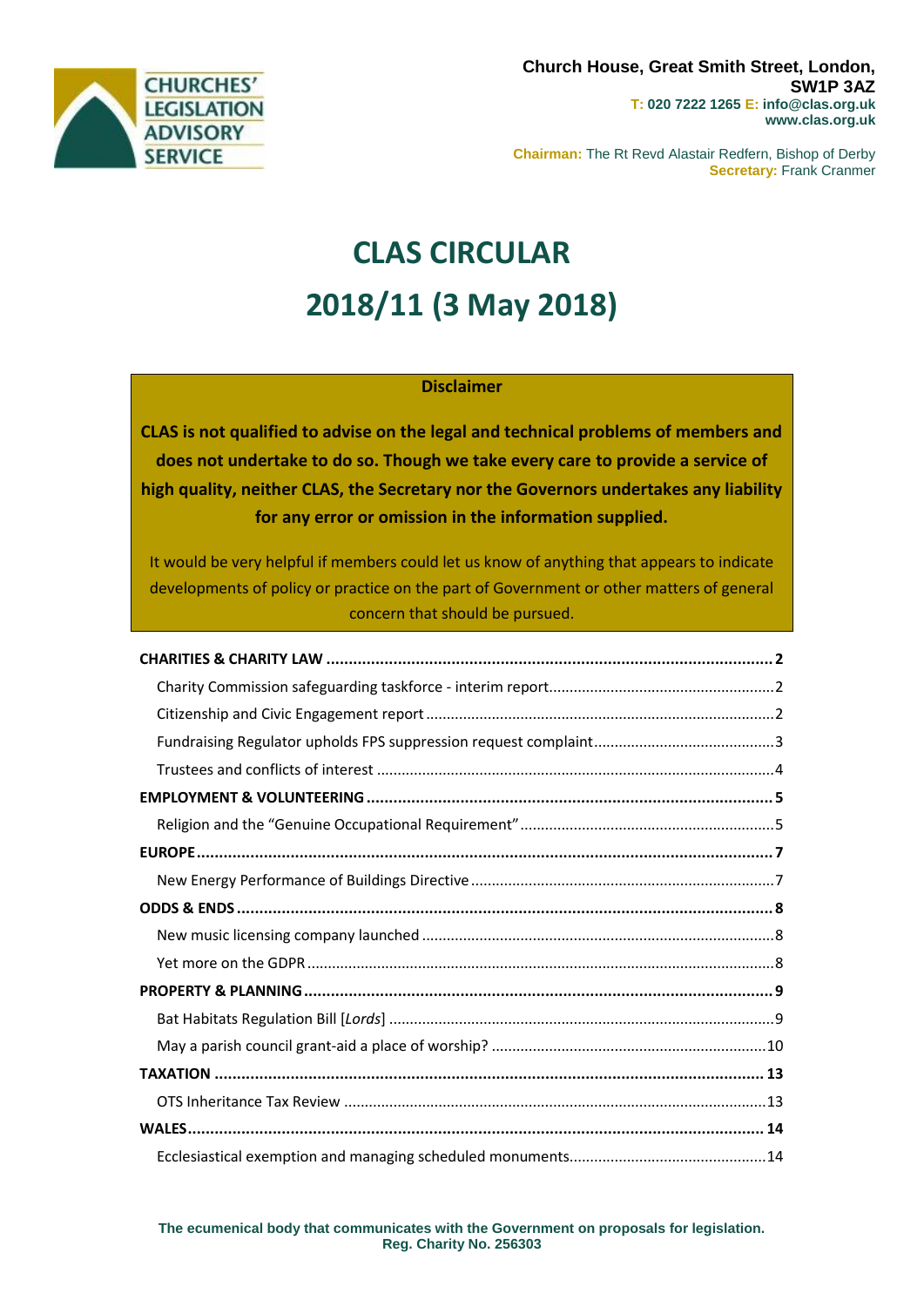CHURCHES' LEGISLATION ADVISORY SERVICE

**Church House, Great Smith Street, London, SW1P 3AZ**
**T: 020 7222 1265 E: info@clas.org.uk**
**www.clas.org.uk**

**Chairman:** The Rt Revd Alastair Redfern, Bishop of Derby
**Secretary:** Frank Cranmer

# CLAS CIRCULAR
# 2018/11 (3 May 2018)

**Disclaimer**

**CLAS is not qualified to advise on the legal and technical problems of members and does not undertake to do so. Though we take every care to provide a service of high quality, neither CLAS, the Secretary nor the Governors undertakes any liability for any error or omission in the information supplied.**

It would be very helpful if members could let us know of anything that appears to indicate developments of policy or practice on the part of Government or other matters of general concern that should be pursued.

**CHARITIES & CHARITY LAW** .......... **2**
- Charity Commission safeguarding taskforce - interim report .......... 2
- Citizenship and Civic Engagement report .......... 2
- Fundraising Regulator upholds FPS suppression request complaint .......... 3
- Trustees and conflicts of interest .......... 4

**EMPLOYMENT & VOLUNTEERING** .......... **5**
- Religion and the "Genuine Occupational Requirement" .......... 5

**EUROPE** .......... **7**
- New Energy Performance of Buildings Directive .......... 7

**ODDS & ENDS** .......... **8**
- New music licensing company launched .......... 8
- Yet more on the GDPR .......... 8

**PROPERTY & PLANNING** .......... **9**
- Bat Habitats Regulation Bill [*Lords*] .......... 9
- May a parish council grant-aid a place of worship? .......... 10

**TAXATION** .......... **13**
- OTS Inheritance Tax Review .......... 13

**WALES** .......... **14**
- Ecclesiastical exemption and managing scheduled monuments .......... 14

**The ecumenical body that communicates with the Government on proposals for legislation.**
**Reg. Charity No. 256303**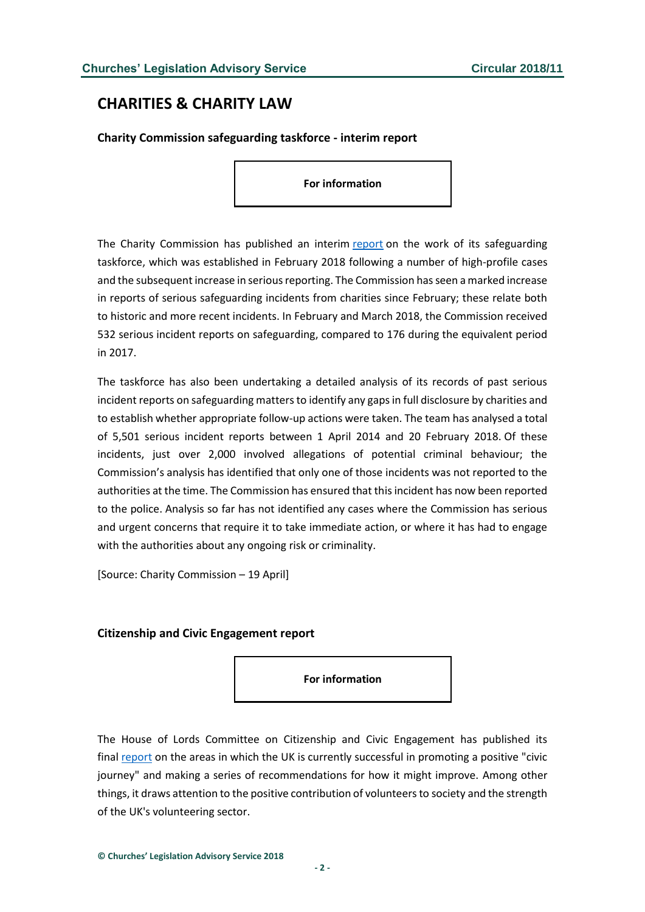# CHARITIES & CHARITY LAW

### Charity Commission safeguarding taskforce - interim report

**For information**

The Charity Commission has published an interim report on the work of its safeguarding taskforce, which was established in February 2018 following a number of high-profile cases and the subsequent increase in serious reporting. The Commission has seen a marked increase in reports of serious safeguarding incidents from charities since February; these relate both to historic and more recent incidents. In February and March 2018, the Commission received 532 serious incident reports on safeguarding, compared to 176 during the equivalent period in 2017.

The taskforce has also been undertaking a detailed analysis of its records of past serious incident reports on safeguarding matters to identify any gaps in full disclosure by charities and to establish whether appropriate follow-up actions were taken. The team has analysed a total of 5,501 serious incident reports between 1 April 2014 and 20 February 2018. Of these incidents, just over 2,000 involved allegations of potential criminal behaviour; the Commission's analysis has identified that only one of those incidents was not reported to the authorities at the time. The Commission has ensured that this incident has now been reported to the police. Analysis so far has not identified any cases where the Commission has serious and urgent concerns that require it to take immediate action, or where it has had to engage with the authorities about any ongoing risk or criminality.

[Source: Charity Commission – 19 April]

### Citizenship and Civic Engagement report

**For information**

The House of Lords Committee on Citizenship and Civic Engagement has published its final report on the areas in which the UK is currently successful in promoting a positive "civic journey" and making a series of recommendations for how it might improve. Among other things, it draws attention to the positive contribution of volunteers to society and the strength of the UK's volunteering sector.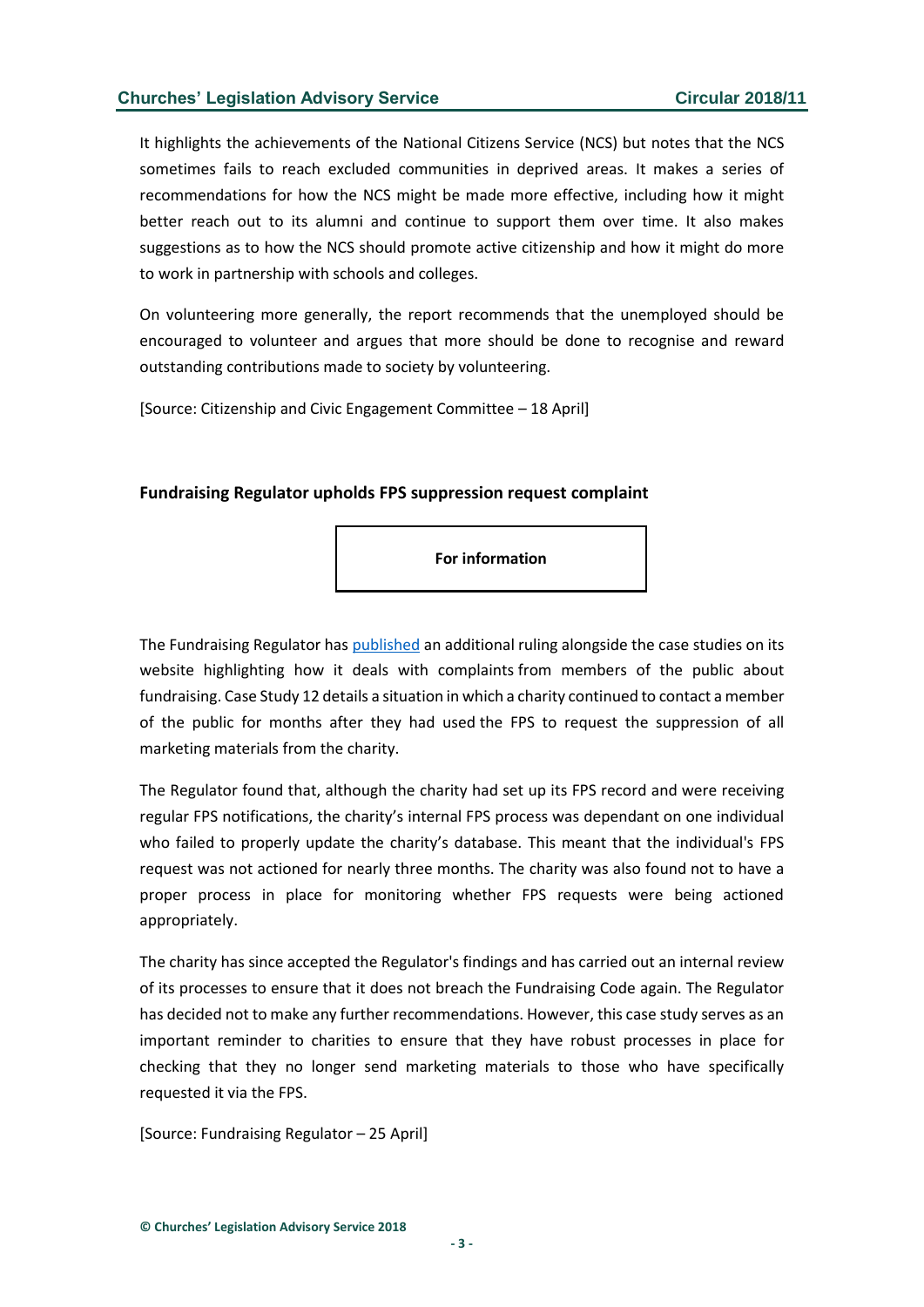It highlights the achievements of the National Citizens Service (NCS) but notes that the NCS sometimes fails to reach excluded communities in deprived areas. It makes a series of recommendations for how the NCS might be made more effective, including how it might better reach out to its alumni and continue to support them over time. It also makes suggestions as to how the NCS should promote active citizenship and how it might do more to work in partnership with schools and colleges.

On volunteering more generally, the report recommends that the unemployed should be encouraged to volunteer and argues that more should be done to recognise and reward outstanding contributions made to society by volunteering.

[Source: Citizenship and Civic Engagement Committee – 18 April]

### Fundraising Regulator upholds FPS suppression request complaint

**For information**

The Fundraising Regulator has published an additional ruling alongside the case studies on its website highlighting how it deals with complaints from members of the public about fundraising. Case Study 12 details a situation in which a charity continued to contact a member of the public for months after they had used the FPS to request the suppression of all marketing materials from the charity.

The Regulator found that, although the charity had set up its FPS record and were receiving regular FPS notifications, the charity's internal FPS process was dependant on one individual who failed to properly update the charity's database. This meant that the individual's FPS request was not actioned for nearly three months. The charity was also found not to have a proper process in place for monitoring whether FPS requests were being actioned appropriately.

The charity has since accepted the Regulator's findings and has carried out an internal review of its processes to ensure that it does not breach the Fundraising Code again. The Regulator has decided not to make any further recommendations. However, this case study serves as an important reminder to charities to ensure that they have robust processes in place for checking that they no longer send marketing materials to those who have specifically requested it via the FPS.

[Source: Fundraising Regulator – 25 April]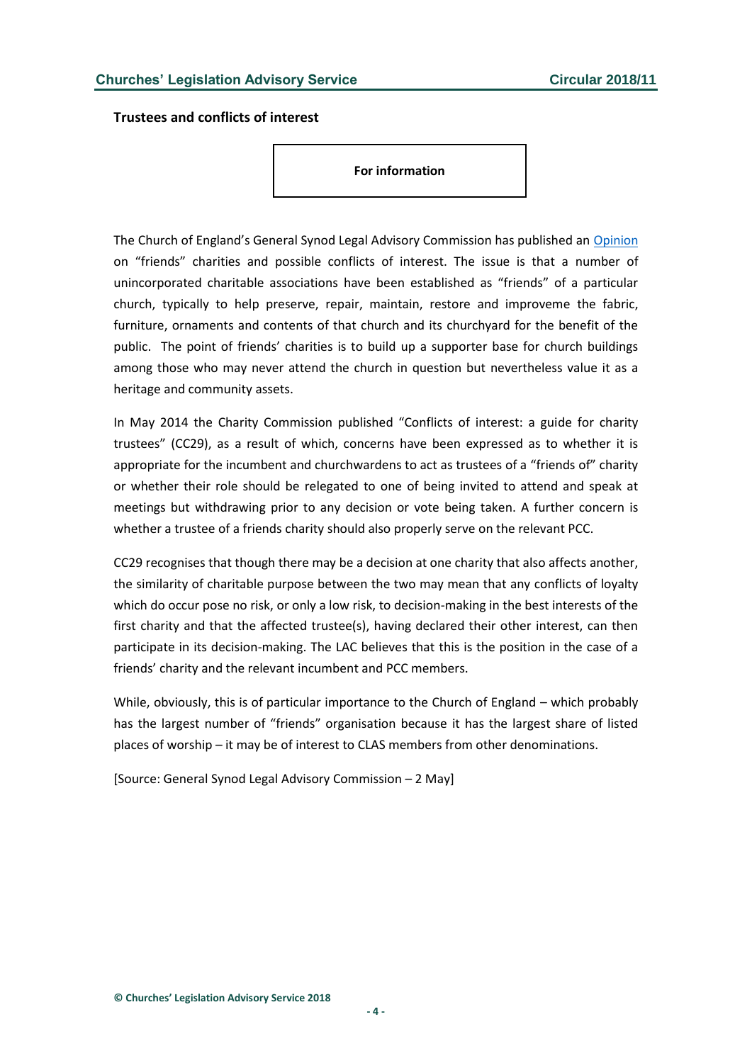### Trustees and conflicts of interest

**For information**

The Church of England's General Synod Legal Advisory Commission has published an Opinion on "friends" charities and possible conflicts of interest. The issue is that a number of unincorporated charitable associations have been established as "friends" of a particular church, typically to help preserve, repair, maintain, restore and improveme the fabric, furniture, ornaments and contents of that church and its churchyard for the benefit of the public. The point of friends' charities is to build up a supporter base for church buildings among those who may never attend the church in question but nevertheless value it as a heritage and community assets.

In May 2014 the Charity Commission published "Conflicts of interest: a guide for charity trustees" (CC29), as a result of which, concerns have been expressed as to whether it is appropriate for the incumbent and churchwardens to act as trustees of a "friends of" charity or whether their role should be relegated to one of being invited to attend and speak at meetings but withdrawing prior to any decision or vote being taken. A further concern is whether a trustee of a friends charity should also properly serve on the relevant PCC.

CC29 recognises that though there may be a decision at one charity that also affects another, the similarity of charitable purpose between the two may mean that any conflicts of loyalty which do occur pose no risk, or only a low risk, to decision-making in the best interests of the first charity and that the affected trustee(s), having declared their other interest, can then participate in its decision-making. The LAC believes that this is the position in the case of a friends' charity and the relevant incumbent and PCC members.

While, obviously, this is of particular importance to the Church of England – which probably has the largest number of "friends" organisation because it has the largest share of listed places of worship – it may be of interest to CLAS members from other denominations.

[Source: General Synod Legal Advisory Commission – 2 May]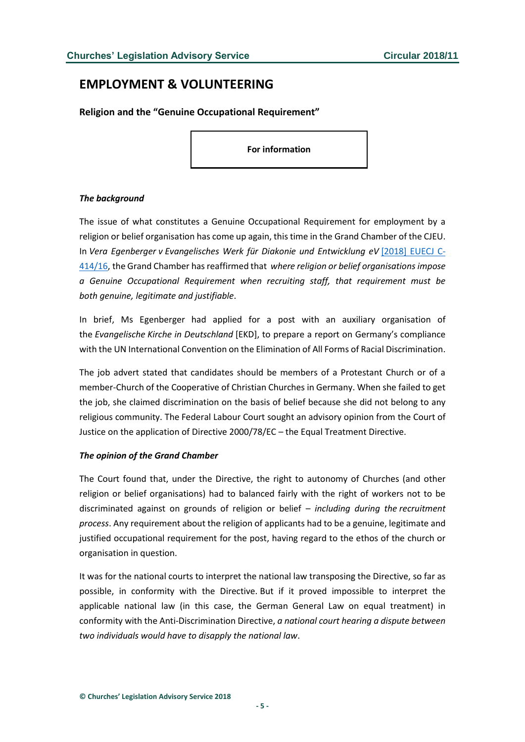# EMPLOYMENT & VOLUNTEERING

### Religion and the "Genuine Occupational Requirement"

**For information**

***The background***

The issue of what constitutes a Genuine Occupational Requirement for employment by a religion or belief organisation has come up again, this time in the Grand Chamber of the CJEU. In *Vera Egenberger v Evangelisches Werk für Diakonie und Entwicklung eV* [2018] EUECJ C-414/16, the Grand Chamber has reaffirmed that *where religion or belief organisations impose a Genuine Occupational Requirement when recruiting staff, that requirement must be both genuine, legitimate and justifiable*.

In brief, Ms Egenberger had applied for a post with an auxiliary organisation of the *Evangelische Kirche in Deutschland* [EKD], to prepare a report on Germany's compliance with the UN International Convention on the Elimination of All Forms of Racial Discrimination.

The job advert stated that candidates should be members of a Protestant Church or of a member-Church of the Cooperative of Christian Churches in Germany. When she failed to get the job, she claimed discrimination on the basis of belief because she did not belong to any religious community. The Federal Labour Court sought an advisory opinion from the Court of Justice on the application of Directive 2000/78/EC – the Equal Treatment Directive.

***The opinion of the Grand Chamber***

The Court found that, under the Directive, the right to autonomy of Churches (and other religion or belief organisations) had to balanced fairly with the right of workers not to be discriminated against on grounds of religion or belief – *including during the recruitment process*. Any requirement about the religion of applicants had to be a genuine, legitimate and justified occupational requirement for the post, having regard to the ethos of the church or organisation in question.

It was for the national courts to interpret the national law transposing the Directive, so far as possible, in conformity with the Directive. But if it proved impossible to interpret the applicable national law (in this case, the German General Law on equal treatment) in conformity with the Anti-Discrimination Directive, *a national court hearing a dispute between two individuals would have to disapply the national law*.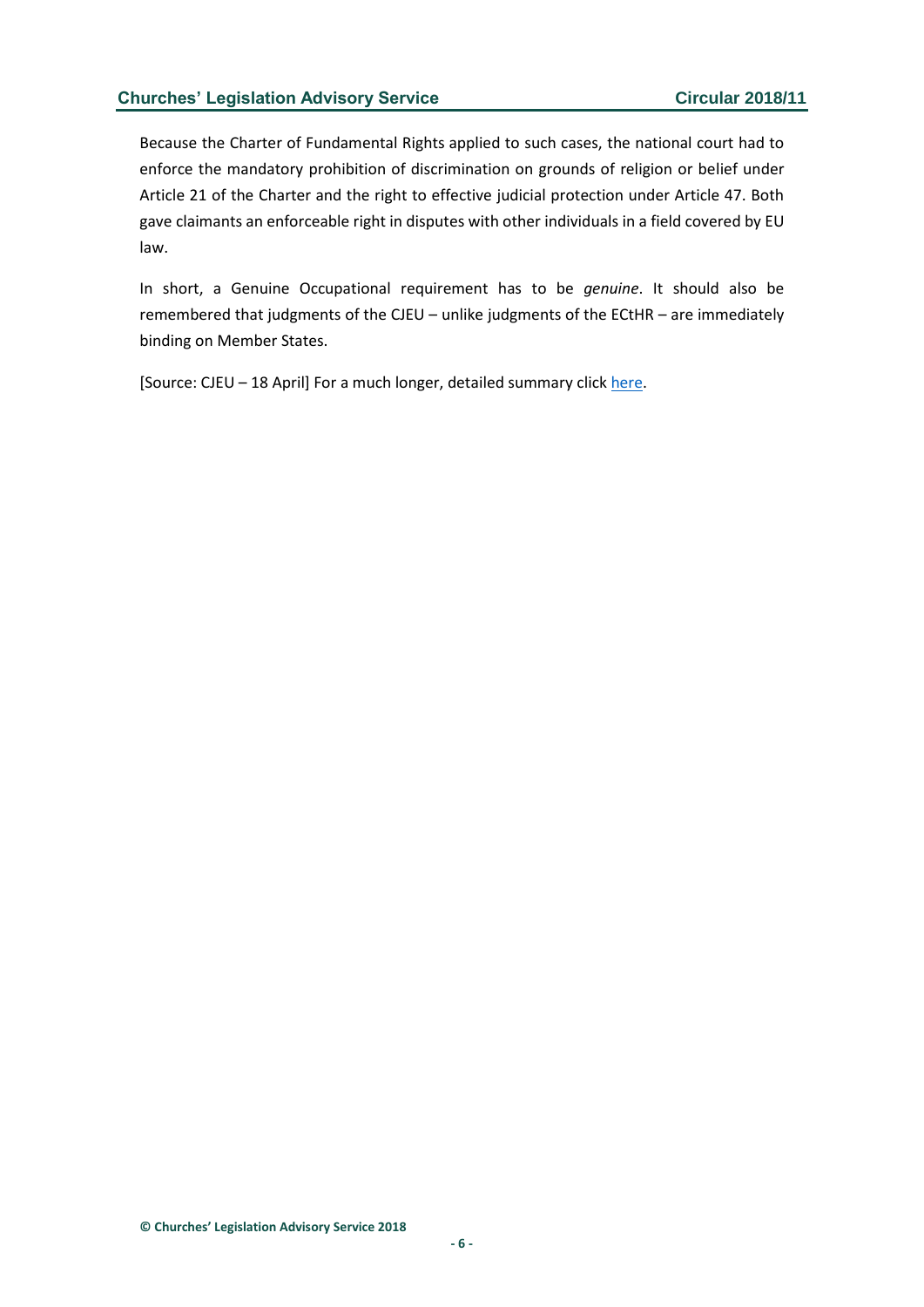Because the Charter of Fundamental Rights applied to such cases, the national court had to enforce the mandatory prohibition of discrimination on grounds of religion or belief under Article 21 of the Charter and the right to effective judicial protection under Article 47. Both gave claimants an enforceable right in disputes with other individuals in a field covered by EU law.

In short, a Genuine Occupational requirement has to be *genuine*. It should also be remembered that judgments of the CJEU – unlike judgments of the ECtHR – are immediately binding on Member States.

[Source: CJEU – 18 April] For a much longer, detailed summary click here.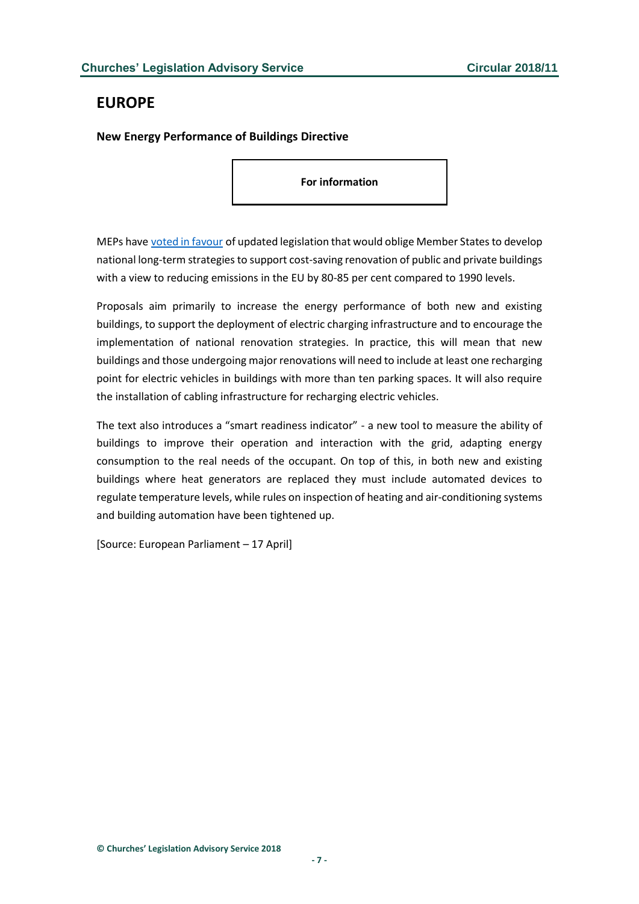# EUROPE

**New Energy Performance of Buildings Directive**

**For information**

MEPs have voted in favour of updated legislation that would oblige Member States to develop national long-term strategies to support cost-saving renovation of public and private buildings with a view to reducing emissions in the EU by 80-85 per cent compared to 1990 levels.

Proposals aim primarily to increase the energy performance of both new and existing buildings, to support the deployment of electric charging infrastructure and to encourage the implementation of national renovation strategies. In practice, this will mean that new buildings and those undergoing major renovations will need to include at least one recharging point for electric vehicles in buildings with more than ten parking spaces. It will also require the installation of cabling infrastructure for recharging electric vehicles.

The text also introduces a "smart readiness indicator" - a new tool to measure the ability of buildings to improve their operation and interaction with the grid, adapting energy consumption to the real needs of the occupant. On top of this, in both new and existing buildings where heat generators are replaced they must include automated devices to regulate temperature levels, while rules on inspection of heating and air-conditioning systems and building automation have been tightened up.

[Source: European Parliament – 17 April]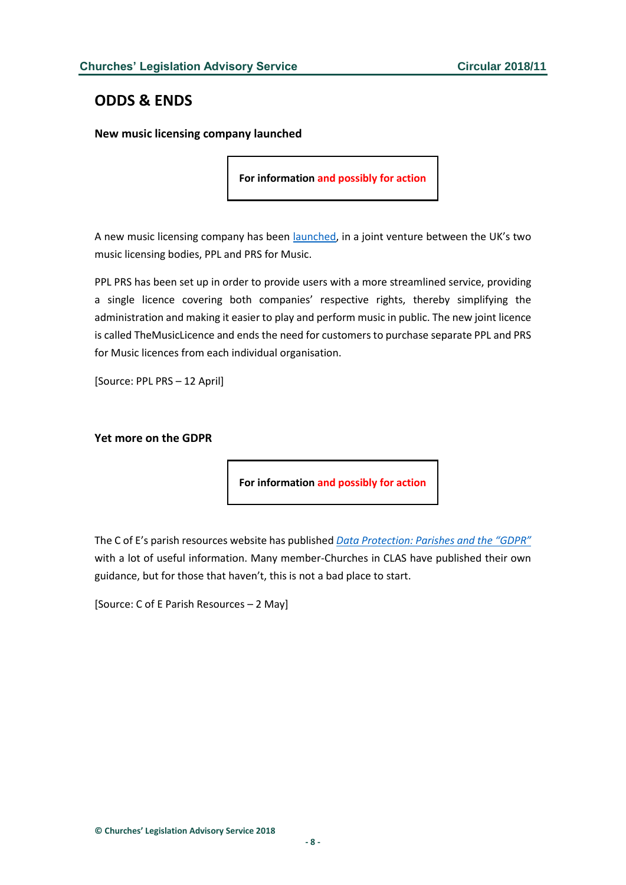## ODDS & ENDS

### New music licensing company launched

**For information and possibly for action**

A new music licensing company has been launched, in a joint venture between the UK's two music licensing bodies, PPL and PRS for Music.

PPL PRS has been set up in order to provide users with a more streamlined service, providing a single licence covering both companies' respective rights, thereby simplifying the administration and making it easier to play and perform music in public. The new joint licence is called TheMusicLicence and ends the need for customers to purchase separate PPL and PRS for Music licences from each individual organisation.

[Source: PPL PRS – 12 April]

### Yet more on the GDPR

**For information and possibly for action**

The C of E's parish resources website has published *Data Protection: Parishes and the "GDPR"* with a lot of useful information. Many member-Churches in CLAS have published their own guidance, but for those that haven't, this is not a bad place to start.

[Source: C of E Parish Resources – 2 May]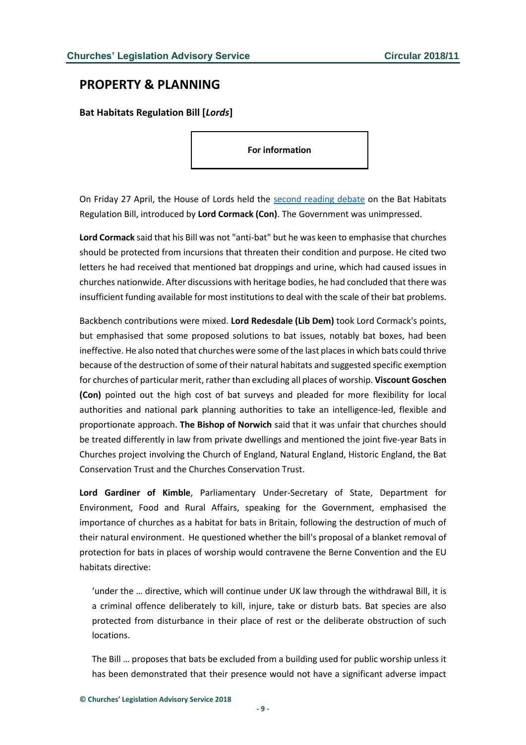## PROPERTY & PLANNING

### Bat Habitats Regulation Bill [*Lords*]

**For information**

On Friday 27 April, the House of Lords held the second reading debate on the Bat Habitats Regulation Bill, introduced by **Lord Cormack (Con)**. The Government was unimpressed.

**Lord Cormack** said that his Bill was not "anti-bat" but he was keen to emphasise that churches should be protected from incursions that threaten their condition and purpose. He cited two letters he had received that mentioned bat droppings and urine, which had caused issues in churches nationwide. After discussions with heritage bodies, he had concluded that there was insufficient funding available for most institutions to deal with the scale of their bat problems.

Backbench contributions were mixed. **Lord Redesdale (Lib Dem)** took Lord Cormack's points, but emphasised that some proposed solutions to bat issues, notably bat boxes, had been ineffective. He also noted that churches were some of the last places in which bats could thrive because of the destruction of some of their natural habitats and suggested specific exemption for churches of particular merit, rather than excluding all places of worship. **Viscount Goschen (Con)** pointed out the high cost of bat surveys and pleaded for more flexibility for local authorities and national park planning authorities to take an intelligence-led, flexible and proportionate approach. **The Bishop of Norwich** said that it was unfair that churches should be treated differently in law from private dwellings and mentioned the joint five-year Bats in Churches project involving the Church of England, Natural England, Historic England, the Bat Conservation Trust and the Churches Conservation Trust.

**Lord Gardiner of Kimble**, Parliamentary Under-Secretary of State, Department for Environment, Food and Rural Affairs, speaking for the Government, emphasised the importance of churches as a habitat for bats in Britain, following the destruction of much of their natural environment. He questioned whether the bill's proposal of a blanket removal of protection for bats in places of worship would contravene the Berne Convention and the EU habitats directive:

> 'under the … directive, which will continue under UK law through the withdrawal Bill, it is a criminal offence deliberately to kill, injure, take or disturb bats. Bat species are also protected from disturbance in their place of rest or the deliberate obstruction of such locations.
>
> The Bill … proposes that bats be excluded from a building used for public worship unless it has been demonstrated that their presence would not have a significant adverse impact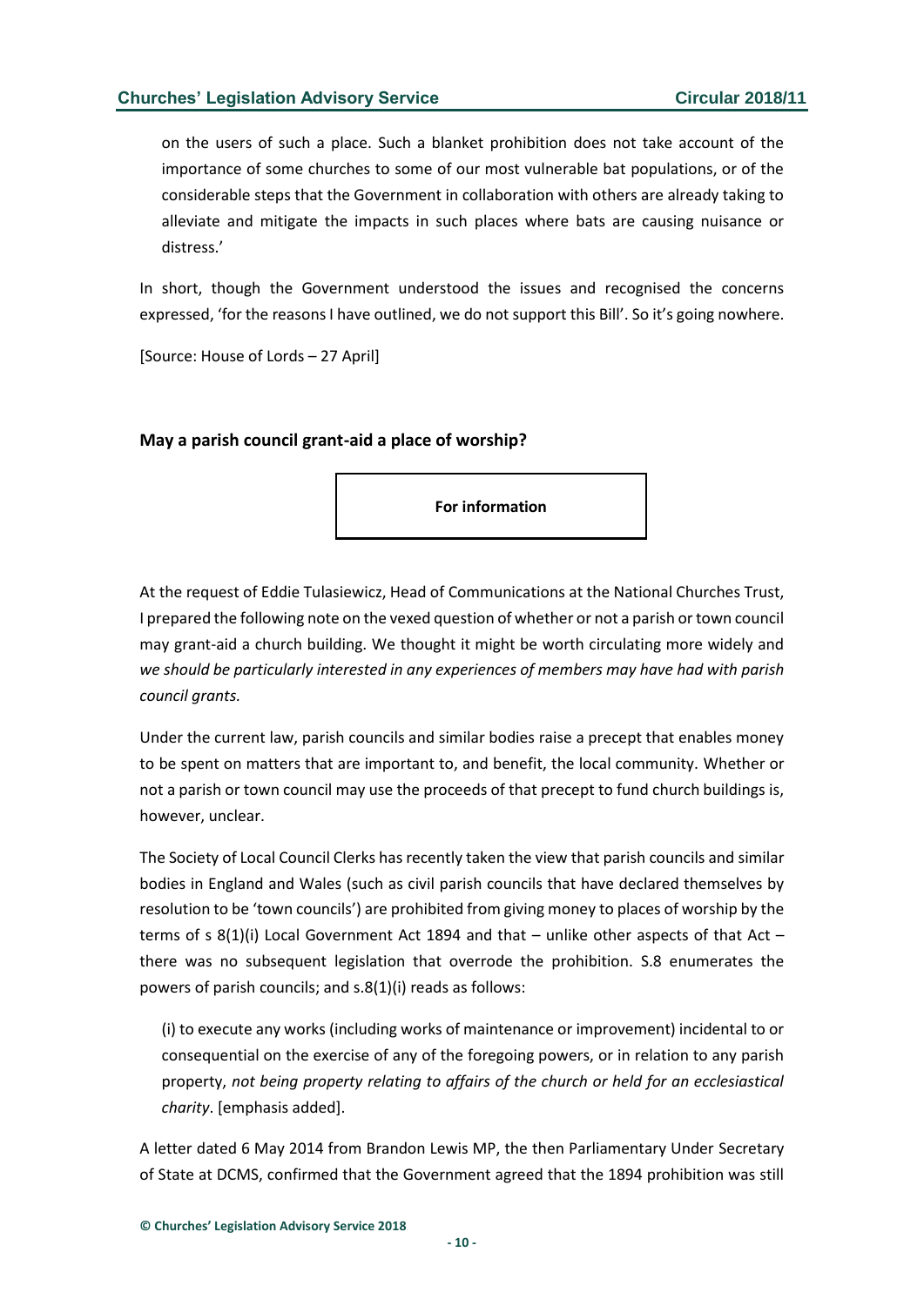on the users of such a place. Such a blanket prohibition does not take account of the importance of some churches to some of our most vulnerable bat populations, or of the considerable steps that the Government in collaboration with others are already taking to alleviate and mitigate the impacts in such places where bats are causing nuisance or distress.'

In short, though the Government understood the issues and recognised the concerns expressed, 'for the reasons I have outlined, we do not support this Bill'. So it's going nowhere.

[Source: House of Lords – 27 April]

### May a parish council grant-aid a place of worship?

**For information**

At the request of Eddie Tulasiewicz, Head of Communications at the National Churches Trust, I prepared the following note on the vexed question of whether or not a parish or town council may grant-aid a church building. We thought it might be worth circulating more widely and *we should be particularly interested in any experiences of members may have had with parish council grants.*

Under the current law, parish councils and similar bodies raise a precept that enables money to be spent on matters that are important to, and benefit, the local community. Whether or not a parish or town council may use the proceeds of that precept to fund church buildings is, however, unclear.

The Society of Local Council Clerks has recently taken the view that parish councils and similar bodies in England and Wales (such as civil parish councils that have declared themselves by resolution to be 'town councils') are prohibited from giving money to places of worship by the terms of s 8(1)(i) Local Government Act 1894 and that – unlike other aspects of that Act – there was no subsequent legislation that overrode the prohibition. S.8 enumerates the powers of parish councils; and s.8(1)(i) reads as follows:

> (i) to execute any works (including works of maintenance or improvement) incidental to or consequential on the exercise of any of the foregoing powers, or in relation to any parish property, *not being property relating to affairs of the church or held for an ecclesiastical charity*. [emphasis added].

A letter dated 6 May 2014 from Brandon Lewis MP, the then Parliamentary Under Secretary of State at DCMS, confirmed that the Government agreed that the 1894 prohibition was still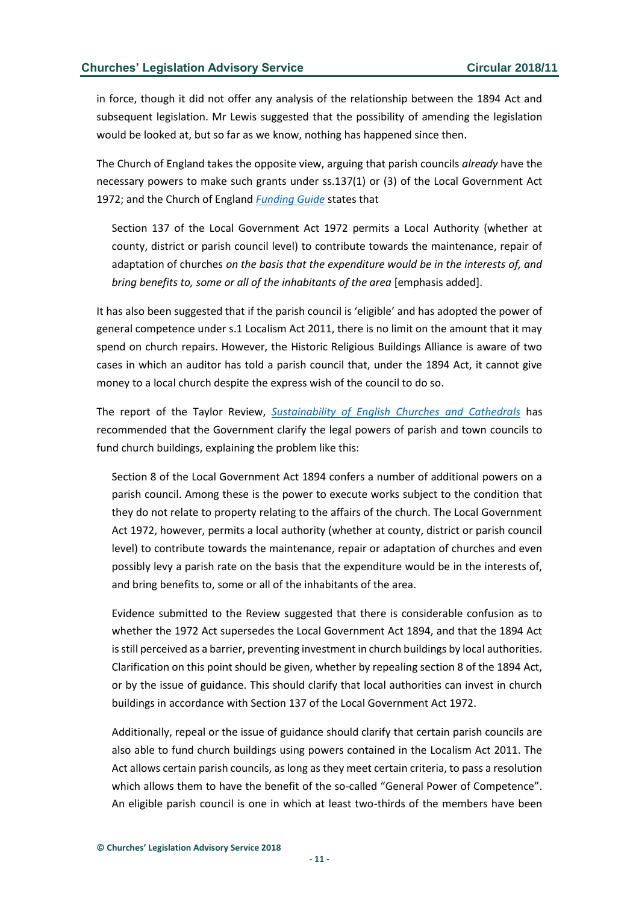in force, though it did not offer any analysis of the relationship between the 1894 Act and subsequent legislation. Mr Lewis suggested that the possibility of amending the legislation would be looked at, but so far as we know, nothing has happened since then.

The Church of England takes the opposite view, arguing that parish councils *already* have the necessary powers to make such grants under ss.137(1) or (3) of the Local Government Act 1972; and the Church of England [Funding Guide](#) states that

> Section 137 of the Local Government Act 1972 permits a Local Authority (whether at county, district or parish council level) to contribute towards the maintenance, repair of adaptation of churches *on the basis that the expenditure would be in the interests of, and bring benefits to, some or all of the inhabitants of the area* [emphasis added].

It has also been suggested that if the parish council is 'eligible' and has adopted the power of general competence under s.1 Localism Act 2011, there is no limit on the amount that it may spend on church repairs. However, the Historic Religious Buildings Alliance is aware of two cases in which an auditor has told a parish council that, under the 1894 Act, it cannot give money to a local church despite the express wish of the council to do so.

The report of the Taylor Review, [*Sustainability of English Churches and Cathedrals*](#) has recommended that the Government clarify the legal powers of parish and town councils to fund church buildings, explaining the problem like this:

> Section 8 of the Local Government Act 1894 confers a number of additional powers on a parish council. Among these is the power to execute works subject to the condition that they do not relate to property relating to the affairs of the church. The Local Government Act 1972, however, permits a local authority (whether at county, district or parish council level) to contribute towards the maintenance, repair or adaptation of churches and even possibly levy a parish rate on the basis that the expenditure would be in the interests of, and bring benefits to, some or all of the inhabitants of the area.
>
> Evidence submitted to the Review suggested that there is considerable confusion as to whether the 1972 Act supersedes the Local Government Act 1894, and that the 1894 Act is still perceived as a barrier, preventing investment in church buildings by local authorities. Clarification on this point should be given, whether by repealing section 8 of the 1894 Act, or by the issue of guidance. This should clarify that local authorities can invest in church buildings in accordance with Section 137 of the Local Government Act 1972.
>
> Additionally, repeal or the issue of guidance should clarify that certain parish councils are also able to fund church buildings using powers contained in the Localism Act 2011. The Act allows certain parish councils, as long as they meet certain criteria, to pass a resolution which allows them to have the benefit of the so-called "General Power of Competence". An eligible parish council is one in which at least two-thirds of the members have been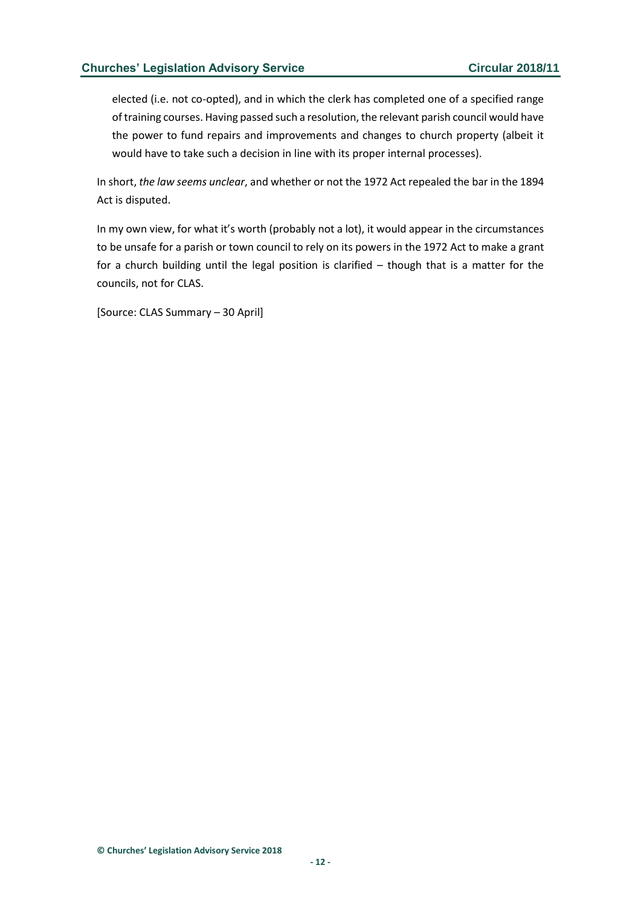elected (i.e. not co-opted), and in which the clerk has completed one of a specified range of training courses. Having passed such a resolution, the relevant parish council would have the power to fund repairs and improvements and changes to church property (albeit it would have to take such a decision in line with its proper internal processes).

In short, *the law seems unclear*, and whether or not the 1972 Act repealed the bar in the 1894 Act is disputed.

In my own view, for what it's worth (probably not a lot), it would appear in the circumstances to be unsafe for a parish or town council to rely on its powers in the 1972 Act to make a grant for a church building until the legal position is clarified – though that is a matter for the councils, not for CLAS.

[Source: CLAS Summary – 30 April]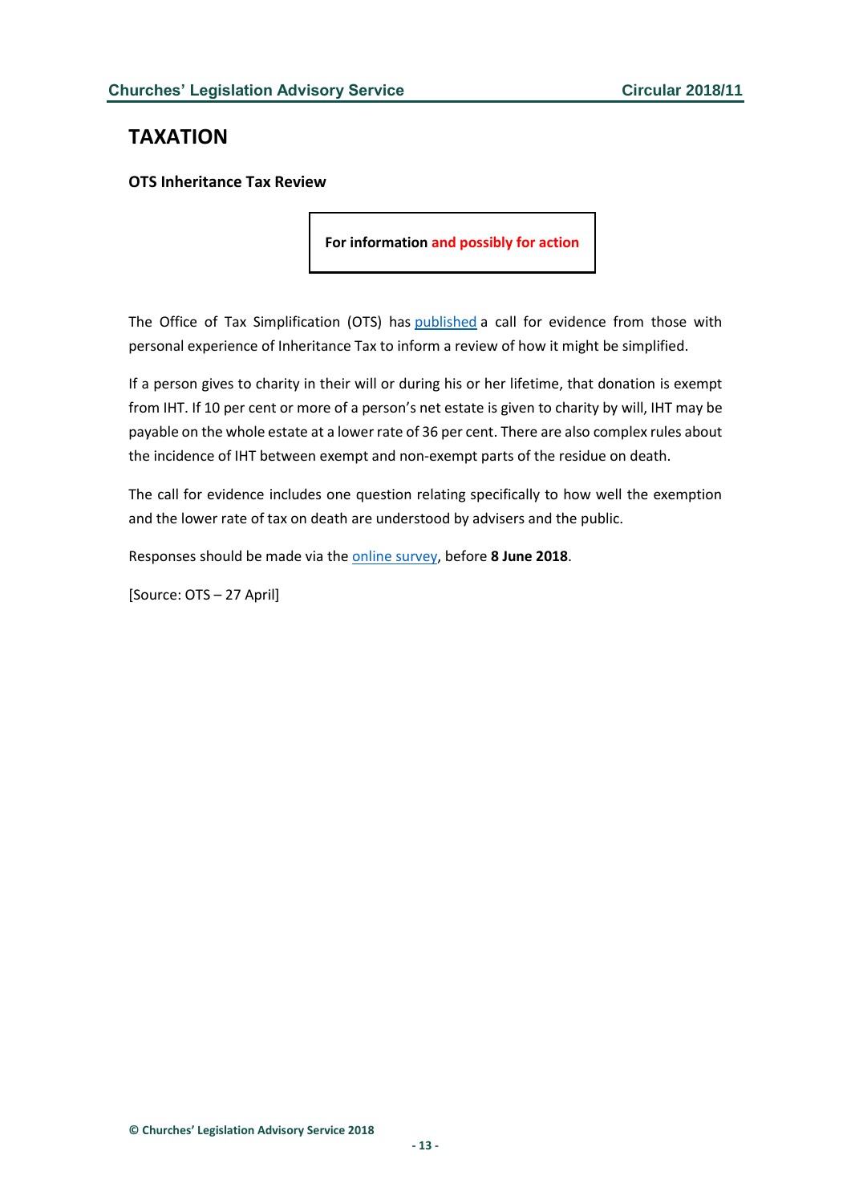## TAXATION

### OTS Inheritance Tax Review

**For information and possibly for action**

The Office of Tax Simplification (OTS) has published a call for evidence from those with personal experience of Inheritance Tax to inform a review of how it might be simplified.

If a person gives to charity in their will or during his or her lifetime, that donation is exempt from IHT. If 10 per cent or more of a person's net estate is given to charity by will, IHT may be payable on the whole estate at a lower rate of 36 per cent. There are also complex rules about the incidence of IHT between exempt and non-exempt parts of the residue on death.

The call for evidence includes one question relating specifically to how well the exemption and the lower rate of tax on death are understood by advisers and the public.

Responses should be made via the online survey, before **8 June 2018**.

[Source: OTS – 27 April]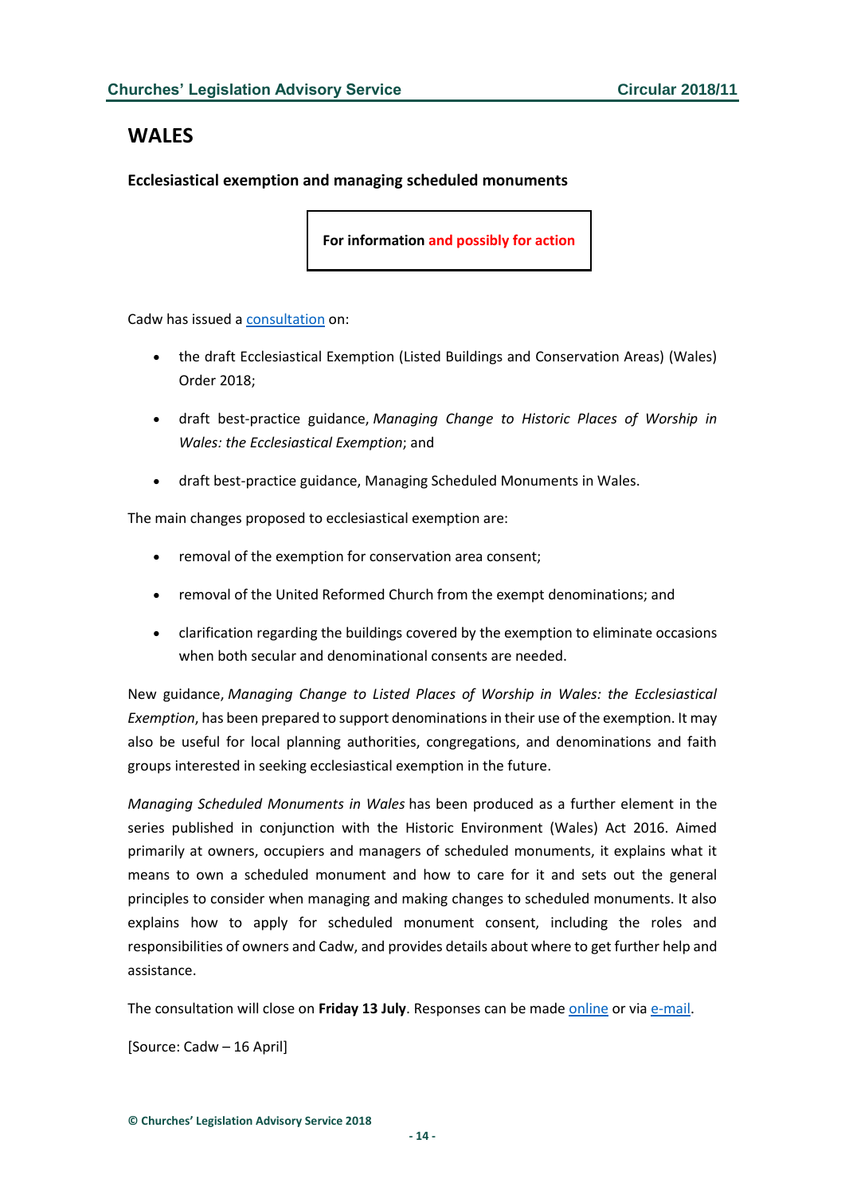# WALES

### Ecclesiastical exemption and managing scheduled monuments

**For information and possibly for action**

Cadw has issued a consultation on:

- the draft Ecclesiastical Exemption (Listed Buildings and Conservation Areas) (Wales) Order 2018;
- draft best-practice guidance, *Managing Change to Historic Places of Worship in Wales: the Ecclesiastical Exemption*; and
- draft best-practice guidance, Managing Scheduled Monuments in Wales.

The main changes proposed to ecclesiastical exemption are:

- removal of the exemption for conservation area consent;
- removal of the United Reformed Church from the exempt denominations; and
- clarification regarding the buildings covered by the exemption to eliminate occasions when both secular and denominational consents are needed.

New guidance, *Managing Change to Listed Places of Worship in Wales: the Ecclesiastical Exemption*, has been prepared to support denominations in their use of the exemption. It may also be useful for local planning authorities, congregations, and denominations and faith groups interested in seeking ecclesiastical exemption in the future.

*Managing Scheduled Monuments in Wales* has been produced as a further element in the series published in conjunction with the Historic Environment (Wales) Act 2016. Aimed primarily at owners, occupiers and managers of scheduled monuments, it explains what it means to own a scheduled monument and how to care for it and sets out the general principles to consider when managing and making changes to scheduled monuments. It also explains how to apply for scheduled monument consent, including the roles and responsibilities of owners and Cadw, and provides details about where to get further help and assistance.

The consultation will close on **Friday 13 July**. Responses can be made online or via e-mail.

[Source: Cadw – 16 April]

**© Churches' Legislation Advisory Service 2018**